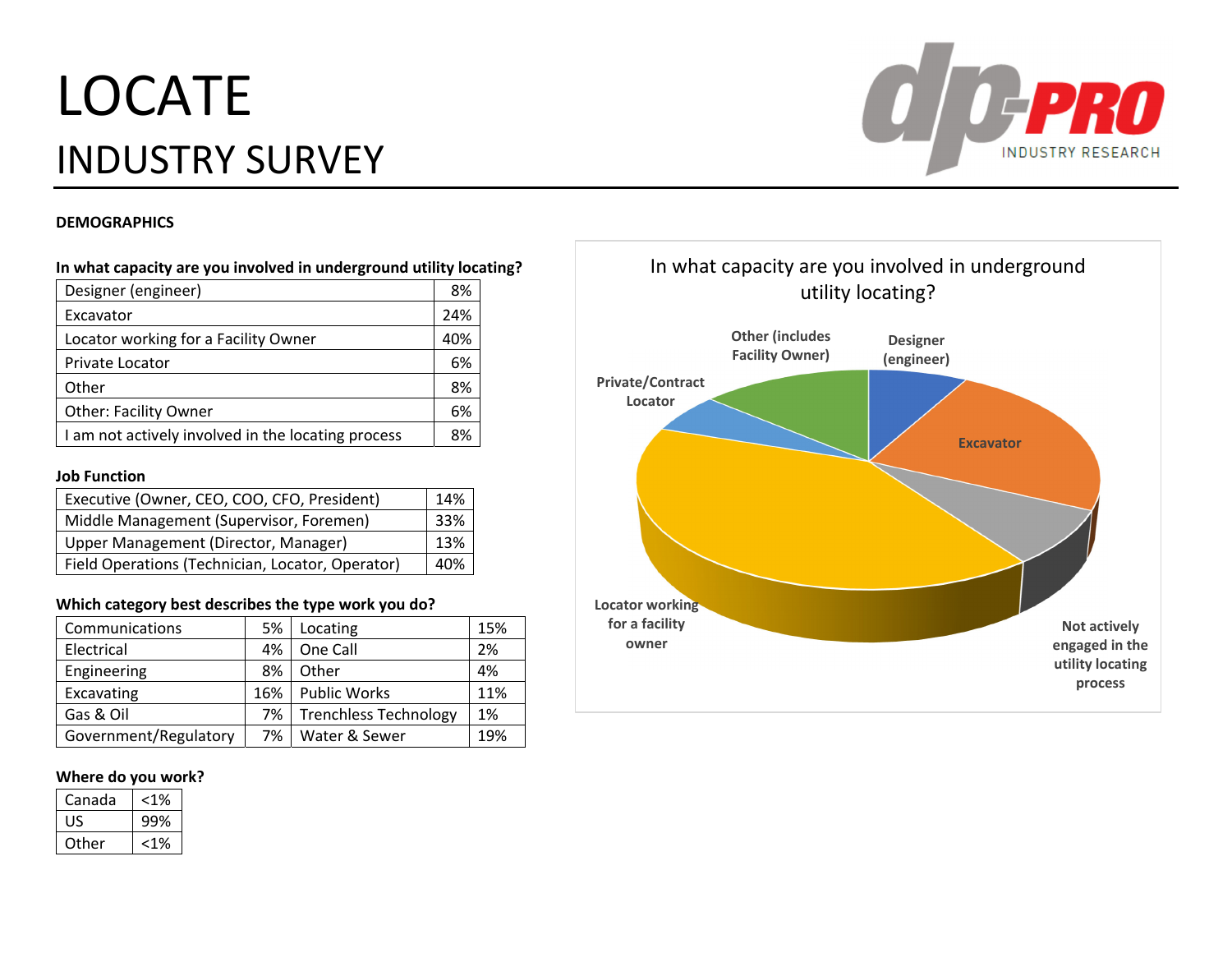# LOCATE

## INDUSTRY SURVEY

**DEMOGRAPHICS**

**In what capacity are you involved in underground utility locating?**

| Designer (engineer) | 8% |
|---|---|
| Excavator | 24% |
| Locator working for a Facility Owner | 40% |
| Private Locator | 6% |
| Other | 8% |
| Other: Facility Owner | 6% |
| I am not actively involved in the locating process | 8% |

**Job Function**

| Executive (Owner, CEO, COO, CFO, President) | 14% |
|---|---|
| Middle Management (Supervisor, Foremen) | 33% |
| Upper Management (Director, Manager) | 13% |
| Field Operations (Technician, Locator, Operator) | 40% |

**Which category best describes the type work you do?**

| Communications | 5% | Locating | 15% |
|---|---|---|---|
| Electrical | 4% | One Call | 2% |
| Engineering | 8% | Other | 4% |
| Excavating | 16% | Public Works | 11% |
| Gas & Oil | 7% | Trenchless Technology | 1% |
| Government/Regulatory | 7% | Water & Sewer | 19% |

**Where do you work?**

| Canada | <1% |
|---|---|
| US | 99% |
| Other | <1% |

In what capacity are you involved in underground utility locating?

Designer (engineer)

Excavator

Not actively engaged in the utility locating process

Locator working for a facility owner

Private/Contract Locator

Other (includes Facility Owner)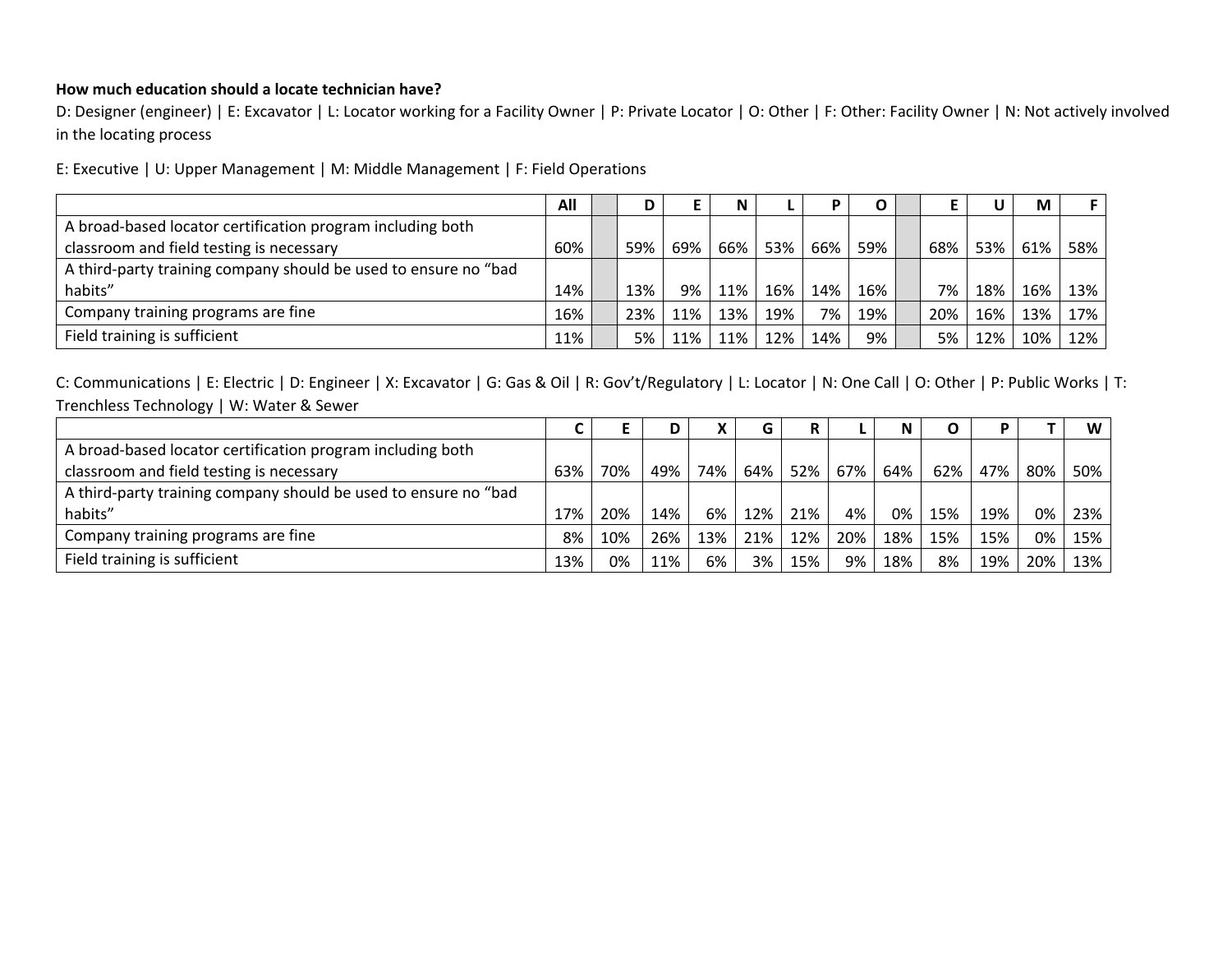**How much education should a locate technician have?**

D: Designer (engineer) | E: Excavator | L: Locator working for a Facility Owner | P: Private Locator | O: Other | F: Other: Facility Owner | N: Not actively involved in the locating process

E: Executive | U: Upper Management | M: Middle Management | F: Field Operations

| | All | | D | E | N | L | P | O | | E | U | M | F |
|---|---|---|---|---|---|---|---|---|---|---|---|---|---|
| A broad-based locator certification program including both classroom and field testing is necessary | 60% | | 59% | 69% | 66% | 53% | 66% | 59% | | 68% | 53% | 61% | 58% |
| A third-party training company should be used to ensure no "bad habits" | 14% | | 13% | 9% | 11% | 16% | 14% | 16% | | 7% | 18% | 16% | 13% |
| Company training programs are fine | 16% | | 23% | 11% | 13% | 19% | 7% | 19% | | 20% | 16% | 13% | 17% |
| Field training is sufficient | 11% | | 5% | 11% | 11% | 12% | 14% | 9% | | 5% | 12% | 10% | 12% |

C: Communications | E: Electric | D: Engineer | X: Excavator | G: Gas & Oil | R: Gov't/Regulatory | L: Locator | N: One Call | O: Other | P: Public Works | T: Trenchless Technology | W: Water & Sewer

| | C | E | D | X | G | R | L | N | O | P | T | W |
|---|---|---|---|---|---|---|---|---|---|---|---|---|
| A broad-based locator certification program including both classroom and field testing is necessary | 63% | 70% | 49% | 74% | 64% | 52% | 67% | 64% | 62% | 47% | 80% | 50% |
| A third-party training company should be used to ensure no "bad habits" | 17% | 20% | 14% | 6% | 12% | 21% | 4% | 0% | 15% | 19% | 0% | 23% |
| Company training programs are fine | 8% | 10% | 26% | 13% | 21% | 12% | 20% | 18% | 15% | 15% | 0% | 15% |
| Field training is sufficient | 13% | 0% | 11% | 6% | 3% | 15% | 9% | 18% | 8% | 19% | 20% | 13% |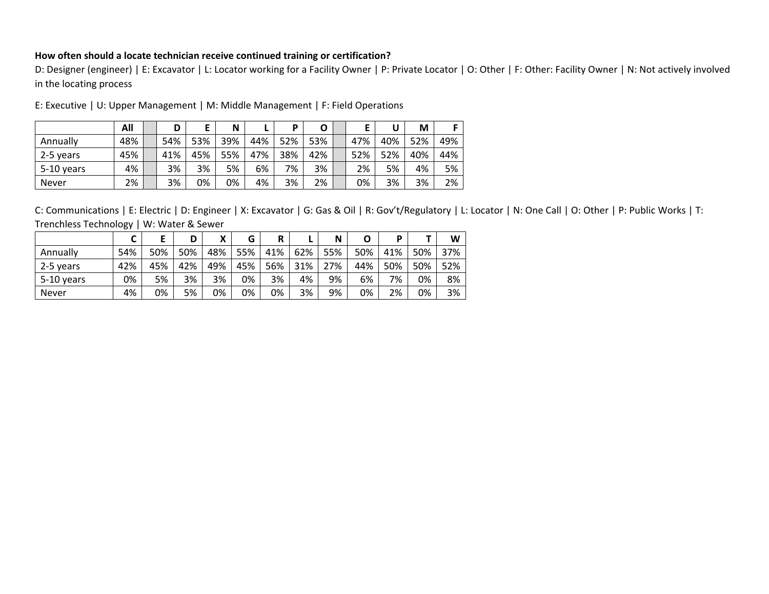**How often should a locate technician receive continued training or certification?**

D: Designer (engineer) | E: Excavator | L: Locator working for a Facility Owner | P: Private Locator | O: Other | F: Other: Facility Owner | N: Not actively involved in the locating process

E: Executive | U: Upper Management | M: Middle Management | F: Field Operations

| | All | | D | E | N | L | P | O | | E | U | M | F |
|---|---|---|---|---|---|---|---|---|---|---|---|---|---|
| Annually | 48% | | 54% | 53% | 39% | 44% | 52% | 53% | | 47% | 40% | 52% | 49% |
| 2-5 years | 45% | | 41% | 45% | 55% | 47% | 38% | 42% | | 52% | 52% | 40% | 44% |
| 5-10 years | 4% | | 3% | 3% | 5% | 6% | 7% | 3% | | 2% | 5% | 4% | 5% |
| Never | 2% | | 3% | 0% | 0% | 4% | 3% | 2% | | 0% | 3% | 3% | 2% |

C: Communications | E: Electric | D: Engineer | X: Excavator | G: Gas & Oil | R: Gov't/Regulatory | L: Locator | N: One Call | O: Other | P: Public Works | T: Trenchless Technology | W: Water & Sewer

| | C | E | D | X | G | R | L | N | O | P | T | W |
|---|---|---|---|---|---|---|---|---|---|---|---|---|
| Annually | 54% | 50% | 50% | 48% | 55% | 41% | 62% | 55% | 50% | 41% | 50% | 37% |
| 2-5 years | 42% | 45% | 42% | 49% | 45% | 56% | 31% | 27% | 44% | 50% | 50% | 52% |
| 5-10 years | 0% | 5% | 3% | 3% | 0% | 3% | 4% | 9% | 6% | 7% | 0% | 8% |
| Never | 4% | 0% | 5% | 0% | 0% | 0% | 3% | 9% | 0% | 2% | 0% | 3% |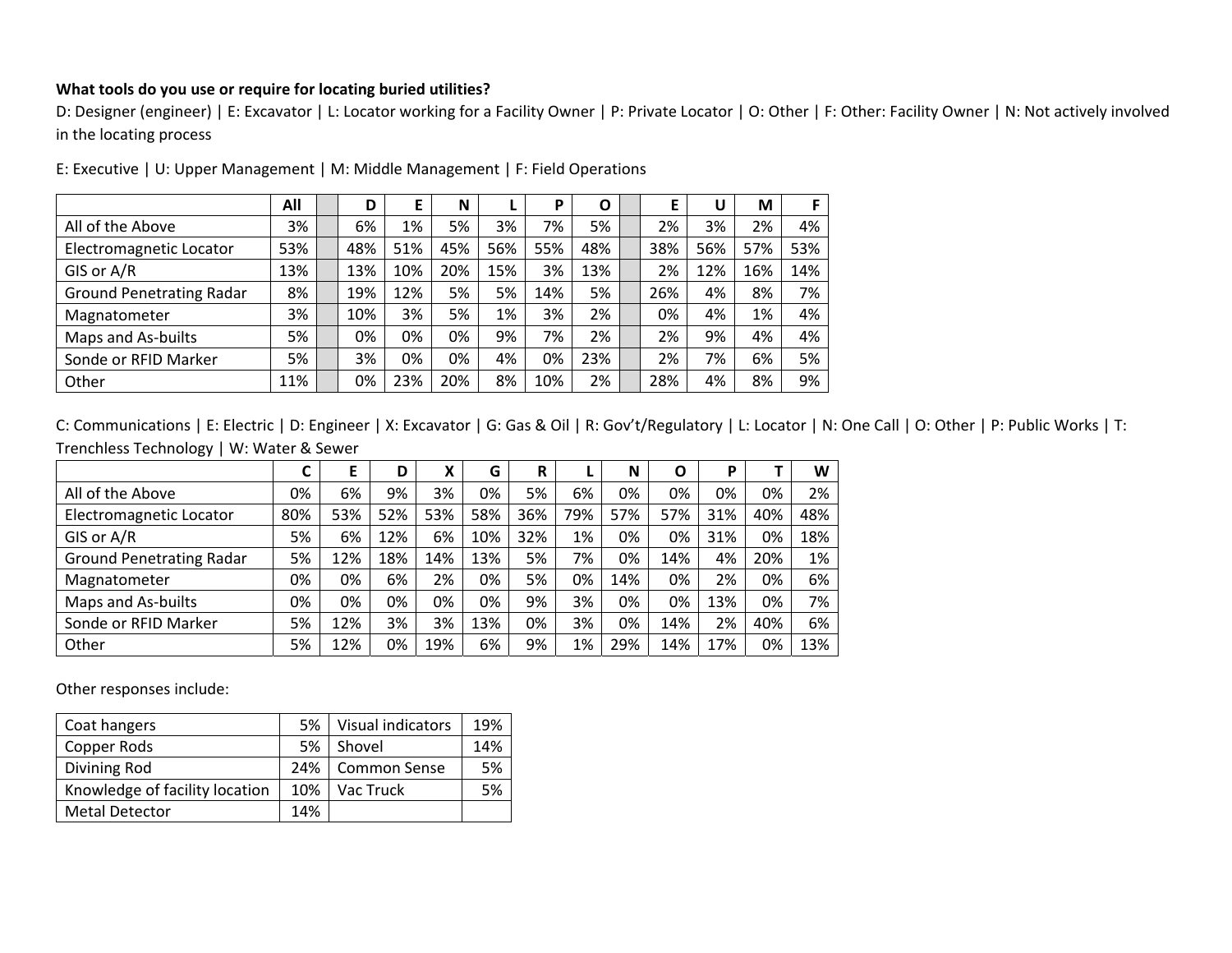**What tools do you use or require for locating buried utilities?**

D: Designer (engineer) | E: Excavator | L: Locator working for a Facility Owner | P: Private Locator | O: Other | F: Other: Facility Owner | N: Not actively involved in the locating process

E: Executive | U: Upper Management | M: Middle Management | F: Field Operations

| | All | | D | E | N | L | P | O | | E | U | M | F |
|---|---|---|---|---|---|---|---|---|---|---|---|---|---|
| All of the Above | 3% | | 6% | 1% | 5% | 3% | 7% | 5% | | 2% | 3% | 2% | 4% |
| Electromagnetic Locator | 53% | | 48% | 51% | 45% | 56% | 55% | 48% | | 38% | 56% | 57% | 53% |
| GIS or A/R | 13% | | 13% | 10% | 20% | 15% | 3% | 13% | | 2% | 12% | 16% | 14% |
| Ground Penetrating Radar | 8% | | 19% | 12% | 5% | 5% | 14% | 5% | | 26% | 4% | 8% | 7% |
| Magnatometer | 3% | | 10% | 3% | 5% | 1% | 3% | 2% | | 0% | 4% | 1% | 4% |
| Maps and As-builts | 5% | | 0% | 0% | 0% | 9% | 7% | 2% | | 2% | 9% | 4% | 4% |
| Sonde or RFID Marker | 5% | | 3% | 0% | 0% | 4% | 0% | 23% | | 2% | 7% | 6% | 5% |
| Other | 11% | | 0% | 23% | 20% | 8% | 10% | 2% | | 28% | 4% | 8% | 9% |

C: Communications | E: Electric | D: Engineer | X: Excavator | G: Gas & Oil | R: Gov't/Regulatory | L: Locator | N: One Call | O: Other | P: Public Works | T: Trenchless Technology | W: Water & Sewer

| | C | E | D | X | G | R | L | N | O | P | T | W |
|---|---|---|---|---|---|---|---|---|---|---|---|---|
| All of the Above | 0% | 6% | 9% | 3% | 0% | 5% | 6% | 0% | 0% | 0% | 0% | 2% |
| Electromagnetic Locator | 80% | 53% | 52% | 53% | 58% | 36% | 79% | 57% | 57% | 31% | 40% | 48% |
| GIS or A/R | 5% | 6% | 12% | 6% | 10% | 32% | 1% | 0% | 0% | 31% | 0% | 18% |
| Ground Penetrating Radar | 5% | 12% | 18% | 14% | 13% | 5% | 7% | 0% | 14% | 4% | 20% | 1% |
| Magnatometer | 0% | 0% | 6% | 2% | 0% | 5% | 0% | 14% | 0% | 2% | 0% | 6% |
| Maps and As-builts | 0% | 0% | 0% | 0% | 0% | 9% | 3% | 0% | 0% | 13% | 0% | 7% |
| Sonde or RFID Marker | 5% | 12% | 3% | 3% | 13% | 0% | 3% | 0% | 14% | 2% | 40% | 6% |
| Other | 5% | 12% | 0% | 19% | 6% | 9% | 1% | 29% | 14% | 17% | 0% | 13% |

Other responses include:

| | | | |
|---|---|---|---|
| Coat hangers | 5% | Visual indicators | 19% |
| Copper Rods | 5% | Shovel | 14% |
| Divining Rod | 24% | Common Sense | 5% |
| Knowledge of facility location | 10% | Vac Truck | 5% |
| Metal Detector | 14% | | |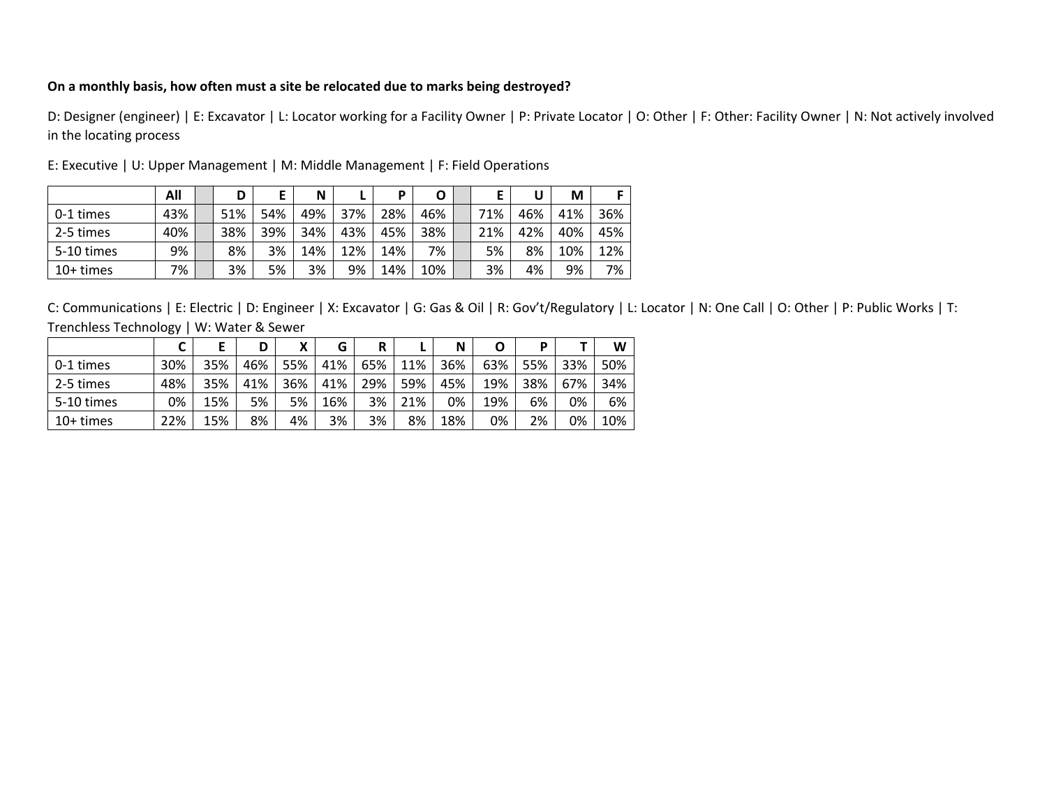**On a monthly basis, how often must a site be relocated due to marks being destroyed?**

D: Designer (engineer) | E: Excavator | L: Locator working for a Facility Owner | P: Private Locator | O: Other | F: Other: Facility Owner | N: Not actively involved in the locating process

E: Executive | U: Upper Management | M: Middle Management | F: Field Operations

| | All | | D | E | N | L | P | O | | E | U | M | F |
|---|---|---|---|---|---|---|---|---|---|---|---|---|---|
| 0-1 times | 43% | | 51% | 54% | 49% | 37% | 28% | 46% | | 71% | 46% | 41% | 36% |
| 2-5 times | 40% | | 38% | 39% | 34% | 43% | 45% | 38% | | 21% | 42% | 40% | 45% |
| 5-10 times | 9% | | 8% | 3% | 14% | 12% | 14% | 7% | | 5% | 8% | 10% | 12% |
| 10+ times | 7% | | 3% | 5% | 3% | 9% | 14% | 10% | | 3% | 4% | 9% | 7% |

C: Communications | E: Electric | D: Engineer | X: Excavator | G: Gas & Oil | R: Gov't/Regulatory | L: Locator | N: One Call | O: Other | P: Public Works | T: Trenchless Technology | W: Water & Sewer

| | C | E | D | X | G | R | L | N | O | P | T | W |
|---|---|---|---|---|---|---|---|---|---|---|---|---|
| 0-1 times | 30% | 35% | 46% | 55% | 41% | 65% | 11% | 36% | 63% | 55% | 33% | 50% |
| 2-5 times | 48% | 35% | 41% | 36% | 41% | 29% | 59% | 45% | 19% | 38% | 67% | 34% |
| 5-10 times | 0% | 15% | 5% | 5% | 16% | 3% | 21% | 0% | 19% | 6% | 0% | 6% |
| 10+ times | 22% | 15% | 8% | 4% | 3% | 3% | 8% | 18% | 0% | 2% | 0% | 10% |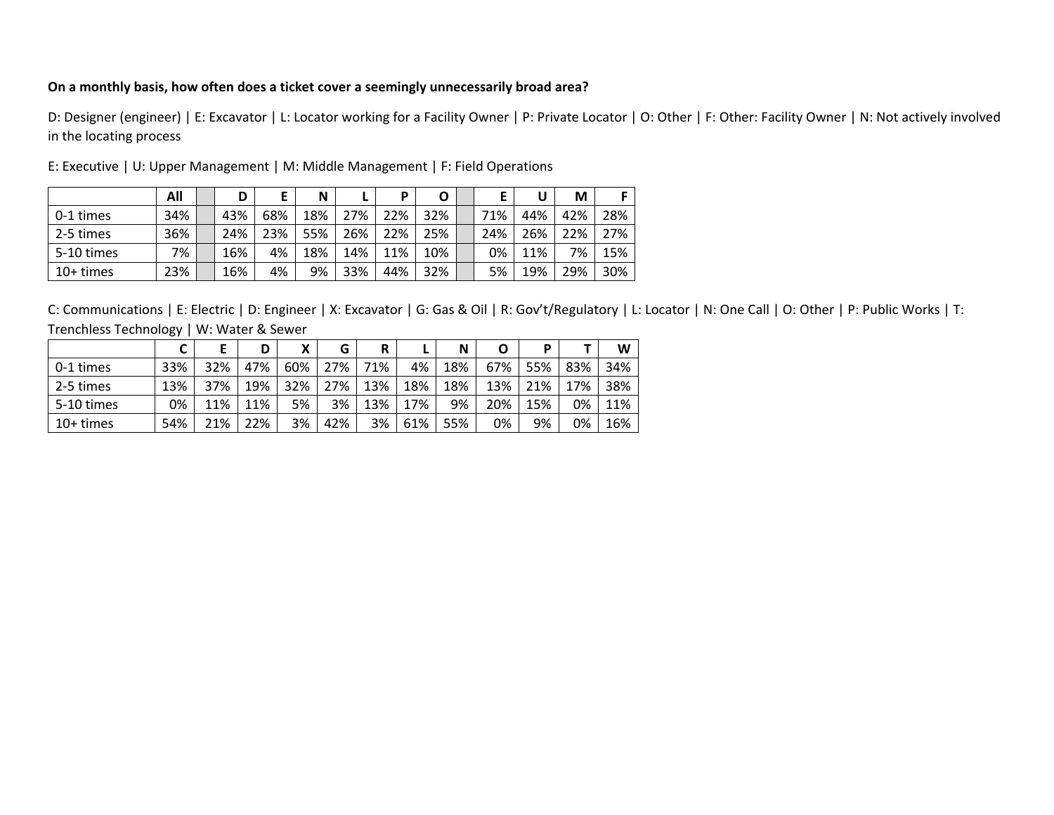**On a monthly basis, how often does a ticket cover a seemingly unnecessarily broad area?**

D: Designer (engineer) | E: Excavator | L: Locator working for a Facility Owner | P: Private Locator | O: Other | F: Other: Facility Owner | N: Not actively involved in the locating process

E: Executive | U: Upper Management | M: Middle Management | F: Field Operations

| | All | | D | E | N | L | P | O | | E | U | M | F |
|---|---|---|---|---|---|---|---|---|---|---|---|---|---|
| 0-1 times | 34% | | 43% | 68% | 18% | 27% | 22% | 32% | | 71% | 44% | 42% | 28% |
| 2-5 times | 36% | | 24% | 23% | 55% | 26% | 22% | 25% | | 24% | 26% | 22% | 27% |
| 5-10 times | 7% | | 16% | 4% | 18% | 14% | 11% | 10% | | 0% | 11% | 7% | 15% |
| 10+ times | 23% | | 16% | 4% | 9% | 33% | 44% | 32% | | 5% | 19% | 29% | 30% |

C: Communications | E: Electric | D: Engineer | X: Excavator | G: Gas & Oil | R: Gov't/Regulatory | L: Locator | N: One Call | O: Other | P: Public Works | T: Trenchless Technology | W: Water & Sewer

| | C | E | D | X | G | R | L | N | O | P | T | W |
|---|---|---|---|---|---|---|---|---|---|---|---|---|
| 0-1 times | 33% | 32% | 47% | 60% | 27% | 71% | 4% | 18% | 67% | 55% | 83% | 34% |
| 2-5 times | 13% | 37% | 19% | 32% | 27% | 13% | 18% | 18% | 13% | 21% | 17% | 38% |
| 5-10 times | 0% | 11% | 11% | 5% | 3% | 13% | 17% | 9% | 20% | 15% | 0% | 11% |
| 10+ times | 54% | 21% | 22% | 3% | 42% | 3% | 61% | 55% | 0% | 9% | 0% | 16% |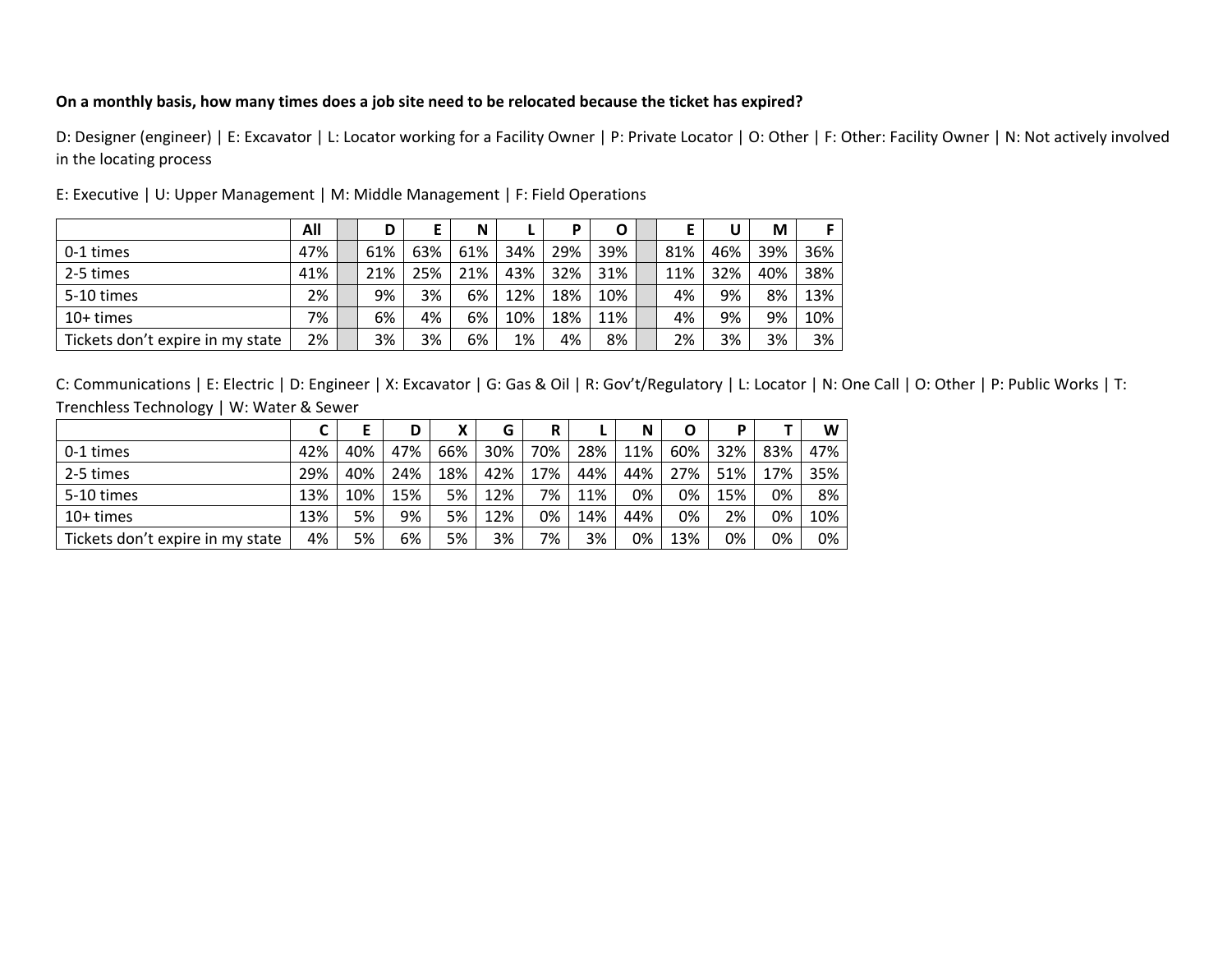**On a monthly basis, how many times does a job site need to be relocated because the ticket has expired?**

D: Designer (engineer) | E: Excavator | L: Locator working for a Facility Owner | P: Private Locator | O: Other | F: Other: Facility Owner | N: Not actively involved in the locating process

E: Executive | U: Upper Management | M: Middle Management | F: Field Operations

| | All | | D | E | N | L | P | O | | E | U | M | F |
|---|---|---|---|---|---|---|---|---|---|---|---|---|---|
| 0-1 times | 47% | | 61% | 63% | 61% | 34% | 29% | 39% | | 81% | 46% | 39% | 36% |
| 2-5 times | 41% | | 21% | 25% | 21% | 43% | 32% | 31% | | 11% | 32% | 40% | 38% |
| 5-10 times | 2% | | 9% | 3% | 6% | 12% | 18% | 10% | | 4% | 9% | 8% | 13% |
| 10+ times | 7% | | 6% | 4% | 6% | 10% | 18% | 11% | | 4% | 9% | 9% | 10% |
| Tickets don't expire in my state | 2% | | 3% | 3% | 6% | 1% | 4% | 8% | | 2% | 3% | 3% | 3% |

C: Communications | E: Electric | D: Engineer | X: Excavator | G: Gas & Oil | R: Gov't/Regulatory | L: Locator | N: One Call | O: Other | P: Public Works | T: Trenchless Technology | W: Water & Sewer

| | C | E | D | X | G | R | L | N | O | P | T | W |
|---|---|---|---|---|---|---|---|---|---|---|---|---|
| 0-1 times | 42% | 40% | 47% | 66% | 30% | 70% | 28% | 11% | 60% | 32% | 83% | 47% |
| 2-5 times | 29% | 40% | 24% | 18% | 42% | 17% | 44% | 44% | 27% | 51% | 17% | 35% |
| 5-10 times | 13% | 10% | 15% | 5% | 12% | 7% | 11% | 0% | 0% | 15% | 0% | 8% |
| 10+ times | 13% | 5% | 9% | 5% | 12% | 0% | 14% | 44% | 0% | 2% | 0% | 10% |
| Tickets don't expire in my state | 4% | 5% | 6% | 5% | 3% | 7% | 3% | 0% | 13% | 0% | 0% | 0% |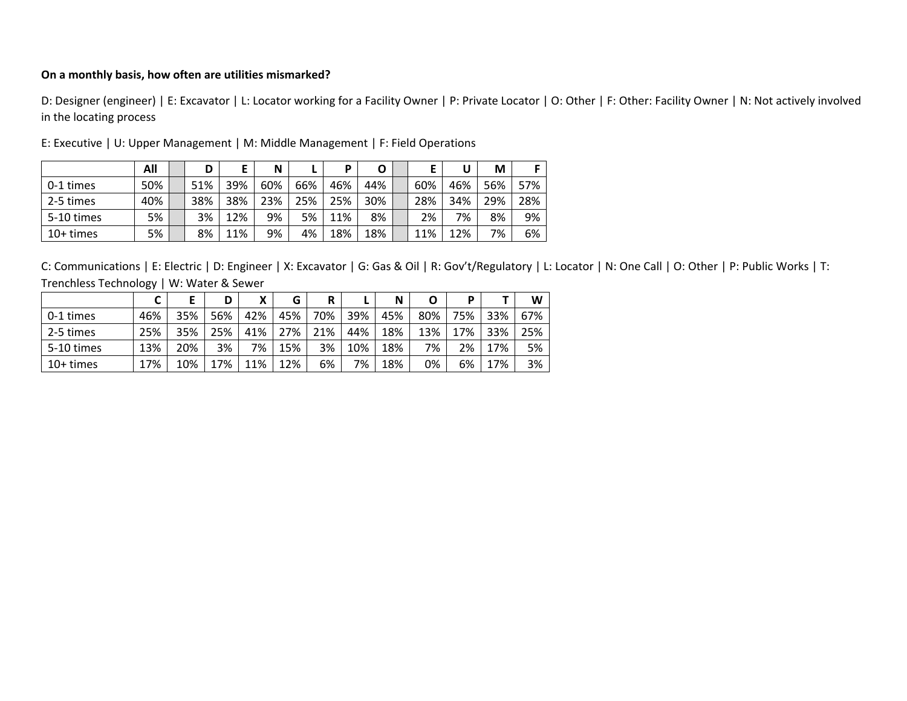**On a monthly basis, how often are utilities mismarked?**

D: Designer (engineer) | E: Excavator | L: Locator working for a Facility Owner | P: Private Locator | O: Other | F: Other: Facility Owner | N: Not actively involved in the locating process

E: Executive | U: Upper Management | M: Middle Management | F: Field Operations

| | All | | D | E | N | L | P | O | | E | U | M | F |
|---|---|---|---|---|---|---|---|---|---|---|---|---|---|
| 0-1 times | 50% | | 51% | 39% | 60% | 66% | 46% | 44% | | 60% | 46% | 56% | 57% |
| 2-5 times | 40% | | 38% | 38% | 23% | 25% | 25% | 30% | | 28% | 34% | 29% | 28% |
| 5-10 times | 5% | | 3% | 12% | 9% | 5% | 11% | 8% | | 2% | 7% | 8% | 9% |
| 10+ times | 5% | | 8% | 11% | 9% | 4% | 18% | 18% | | 11% | 12% | 7% | 6% |

C: Communications | E: Electric | D: Engineer | X: Excavator | G: Gas & Oil | R: Gov't/Regulatory | L: Locator | N: One Call | O: Other | P: Public Works | T: Trenchless Technology | W: Water & Sewer

| | C | E | D | X | G | R | L | N | O | P | T | W |
|---|---|---|---|---|---|---|---|---|---|---|---|---|
| 0-1 times | 46% | 35% | 56% | 42% | 45% | 70% | 39% | 45% | 80% | 75% | 33% | 67% |
| 2-5 times | 25% | 35% | 25% | 41% | 27% | 21% | 44% | 18% | 13% | 17% | 33% | 25% |
| 5-10 times | 13% | 20% | 3% | 7% | 15% | 3% | 10% | 18% | 7% | 2% | 17% | 5% |
| 10+ times | 17% | 10% | 17% | 11% | 12% | 6% | 7% | 18% | 0% | 6% | 17% | 3% |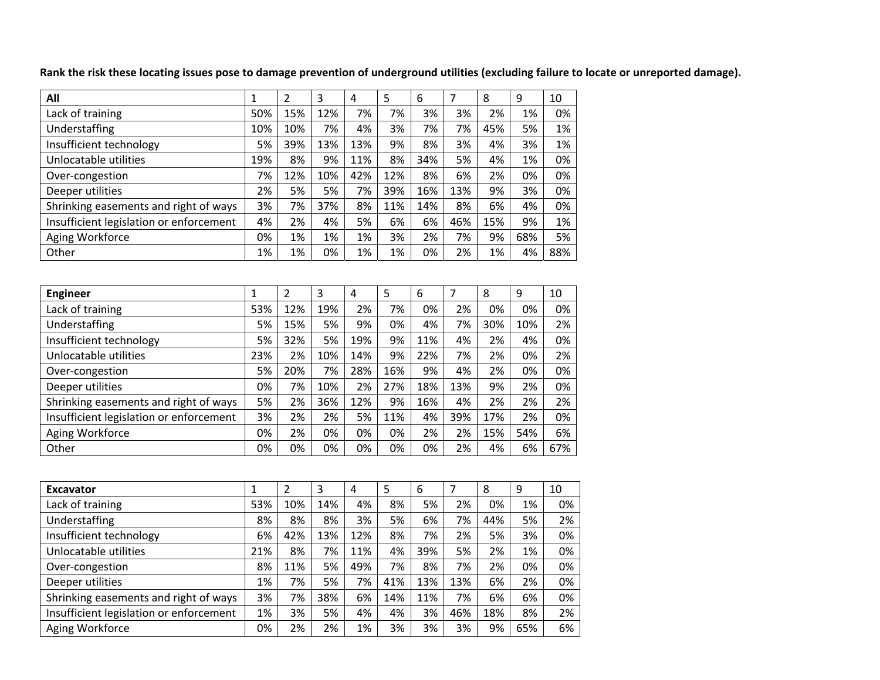**Rank the risk these locating issues pose to damage prevention of underground utilities (excluding failure to locate or unreported damage).**

| All | 1 | 2 | 3 | 4 | 5 | 6 | 7 | 8 | 9 | 10 |
|---|---|---|---|---|---|---|---|---|---|---|
| Lack of training | 50% | 15% | 12% | 7% | 7% | 3% | 3% | 2% | 1% | 0% |
| Understaffing | 10% | 10% | 7% | 4% | 3% | 7% | 7% | 45% | 5% | 1% |
| Insufficient technology | 5% | 39% | 13% | 13% | 9% | 8% | 3% | 4% | 3% | 1% |
| Unlocatable utilities | 19% | 8% | 9% | 11% | 8% | 34% | 5% | 4% | 1% | 0% |
| Over-congestion | 7% | 12% | 10% | 42% | 12% | 8% | 6% | 2% | 0% | 0% |
| Deeper utilities | 2% | 5% | 5% | 7% | 39% | 16% | 13% | 9% | 3% | 0% |
| Shrinking easements and right of ways | 3% | 7% | 37% | 8% | 11% | 14% | 8% | 6% | 4% | 0% |
| Insufficient legislation or enforcement | 4% | 2% | 4% | 5% | 6% | 6% | 46% | 15% | 9% | 1% |
| Aging Workforce | 0% | 1% | 1% | 1% | 3% | 2% | 7% | 9% | 68% | 5% |
| Other | 1% | 1% | 0% | 1% | 1% | 0% | 2% | 1% | 4% | 88% |

| Engineer | 1 | 2 | 3 | 4 | 5 | 6 | 7 | 8 | 9 | 10 |
|---|---|---|---|---|---|---|---|---|---|---|
| Lack of training | 53% | 12% | 19% | 2% | 7% | 0% | 2% | 0% | 0% | 0% |
| Understaffing | 5% | 15% | 5% | 9% | 0% | 4% | 7% | 30% | 10% | 2% |
| Insufficient technology | 5% | 32% | 5% | 19% | 9% | 11% | 4% | 2% | 4% | 0% |
| Unlocatable utilities | 23% | 2% | 10% | 14% | 9% | 22% | 7% | 2% | 0% | 2% |
| Over-congestion | 5% | 20% | 7% | 28% | 16% | 9% | 4% | 2% | 0% | 0% |
| Deeper utilities | 0% | 7% | 10% | 2% | 27% | 18% | 13% | 9% | 2% | 0% |
| Shrinking easements and right of ways | 5% | 2% | 36% | 12% | 9% | 16% | 4% | 2% | 2% | 2% |
| Insufficient legislation or enforcement | 3% | 2% | 2% | 5% | 11% | 4% | 39% | 17% | 2% | 0% |
| Aging Workforce | 0% | 2% | 0% | 0% | 0% | 2% | 2% | 15% | 54% | 6% |
| Other | 0% | 0% | 0% | 0% | 0% | 0% | 2% | 4% | 6% | 67% |

| Excavator | 1 | 2 | 3 | 4 | 5 | 6 | 7 | 8 | 9 | 10 |
|---|---|---|---|---|---|---|---|---|---|---|
| Lack of training | 53% | 10% | 14% | 4% | 8% | 5% | 2% | 0% | 1% | 0% |
| Understaffing | 8% | 8% | 8% | 3% | 5% | 6% | 7% | 44% | 5% | 2% |
| Insufficient technology | 6% | 42% | 13% | 12% | 8% | 7% | 2% | 5% | 3% | 0% |
| Unlocatable utilities | 21% | 8% | 7% | 11% | 4% | 39% | 5% | 2% | 1% | 0% |
| Over-congestion | 8% | 11% | 5% | 49% | 7% | 8% | 7% | 2% | 0% | 0% |
| Deeper utilities | 1% | 7% | 5% | 7% | 41% | 13% | 13% | 6% | 2% | 0% |
| Shrinking easements and right of ways | 3% | 7% | 38% | 6% | 14% | 11% | 7% | 6% | 6% | 0% |
| Insufficient legislation or enforcement | 1% | 3% | 5% | 4% | 4% | 3% | 46% | 18% | 8% | 2% |
| Aging Workforce | 0% | 2% | 2% | 1% | 3% | 3% | 3% | 9% | 65% | 6% |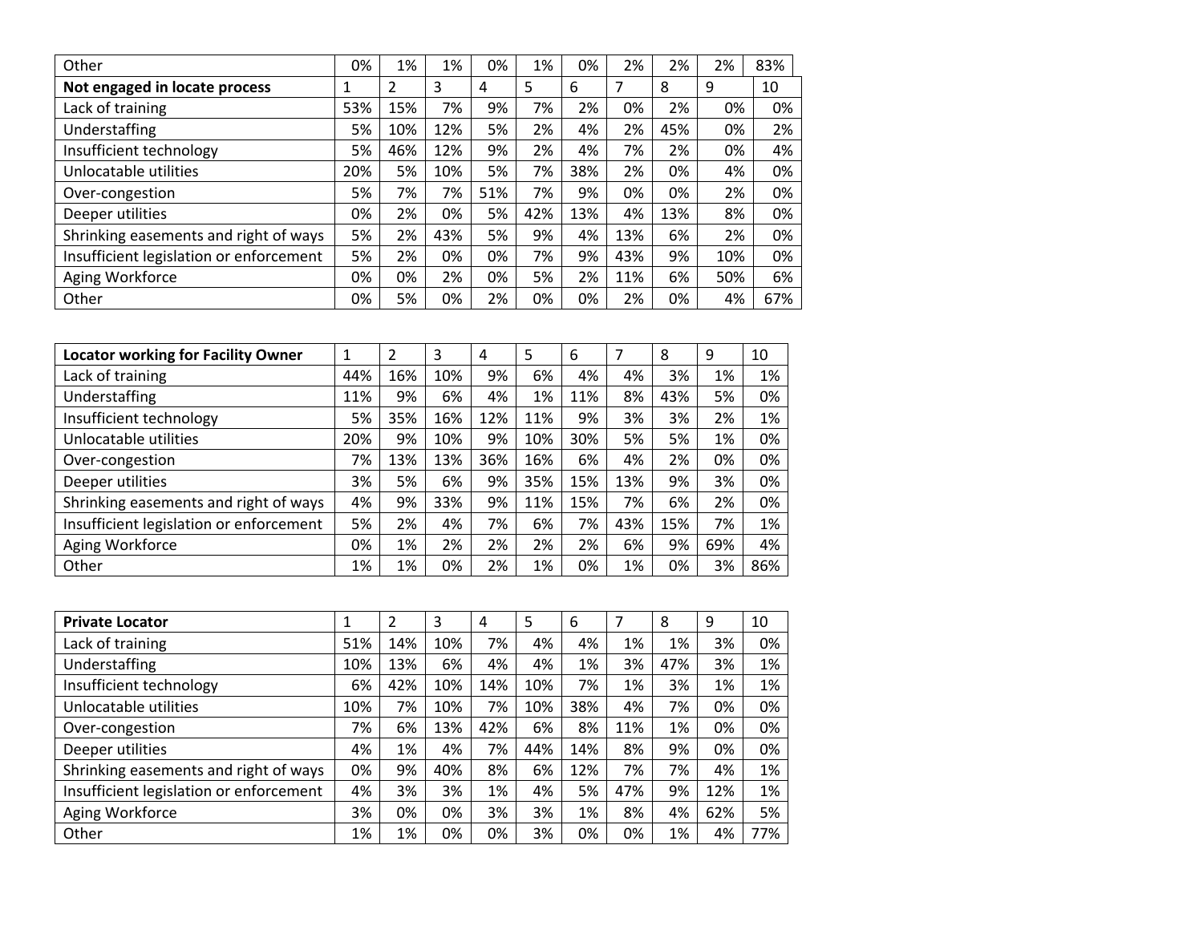| Other | 0% | 1% | 1% | 0% | 1% | 0% | 2% | 2% | 2% | 83% |
|---|---|---|---|---|---|---|---|---|---|---|

| **Not engaged in locate process** | 1 | 2 | 3 | 4 | 5 | 6 | 7 | 8 | 9 | 10 |
|---|---|---|---|---|---|---|---|---|---|---|
| Lack of training | 53% | 15% | 7% | 9% | 7% | 2% | 0% | 2% | 0% | 0% |
| Understaffing | 5% | 10% | 12% | 5% | 2% | 4% | 2% | 45% | 0% | 2% |
| Insufficient technology | 5% | 46% | 12% | 9% | 2% | 4% | 7% | 2% | 0% | 4% |
| Unlocatable utilities | 20% | 5% | 10% | 5% | 7% | 38% | 2% | 0% | 4% | 0% |
| Over-congestion | 5% | 7% | 7% | 51% | 7% | 9% | 0% | 0% | 2% | 0% |
| Deeper utilities | 0% | 2% | 0% | 5% | 42% | 13% | 4% | 13% | 8% | 0% |
| Shrinking easements and right of ways | 5% | 2% | 43% | 5% | 9% | 4% | 13% | 6% | 2% | 0% |
| Insufficient legislation or enforcement | 5% | 2% | 0% | 0% | 7% | 9% | 43% | 9% | 10% | 0% |
| Aging Workforce | 0% | 0% | 2% | 0% | 5% | 2% | 11% | 6% | 50% | 6% |
| Other | 0% | 5% | 0% | 2% | 0% | 0% | 2% | 0% | 4% | 67% |

| **Locator working for Facility Owner** | 1 | 2 | 3 | 4 | 5 | 6 | 7 | 8 | 9 | 10 |
|---|---|---|---|---|---|---|---|---|---|---|
| Lack of training | 44% | 16% | 10% | 9% | 6% | 4% | 4% | 3% | 1% | 1% |
| Understaffing | 11% | 9% | 6% | 4% | 1% | 11% | 8% | 43% | 5% | 0% |
| Insufficient technology | 5% | 35% | 16% | 12% | 11% | 9% | 3% | 3% | 2% | 1% |
| Unlocatable utilities | 20% | 9% | 10% | 9% | 10% | 30% | 5% | 5% | 1% | 0% |
| Over-congestion | 7% | 13% | 13% | 36% | 16% | 6% | 4% | 2% | 0% | 0% |
| Deeper utilities | 3% | 5% | 6% | 9% | 35% | 15% | 13% | 9% | 3% | 0% |
| Shrinking easements and right of ways | 4% | 9% | 33% | 9% | 11% | 15% | 7% | 6% | 2% | 0% |
| Insufficient legislation or enforcement | 5% | 2% | 4% | 7% | 6% | 7% | 43% | 15% | 7% | 1% |
| Aging Workforce | 0% | 1% | 2% | 2% | 2% | 2% | 6% | 9% | 69% | 4% |
| Other | 1% | 1% | 0% | 2% | 1% | 0% | 1% | 0% | 3% | 86% |

| **Private Locator** | 1 | 2 | 3 | 4 | 5 | 6 | 7 | 8 | 9 | 10 |
|---|---|---|---|---|---|---|---|---|---|---|
| Lack of training | 51% | 14% | 10% | 7% | 4% | 4% | 1% | 1% | 3% | 0% |
| Understaffing | 10% | 13% | 6% | 4% | 4% | 1% | 3% | 47% | 3% | 1% |
| Insufficient technology | 6% | 42% | 10% | 14% | 10% | 7% | 1% | 3% | 1% | 1% |
| Unlocatable utilities | 10% | 7% | 10% | 7% | 10% | 38% | 4% | 7% | 0% | 0% |
| Over-congestion | 7% | 6% | 13% | 42% | 6% | 8% | 11% | 1% | 0% | 0% |
| Deeper utilities | 4% | 1% | 4% | 7% | 44% | 14% | 8% | 9% | 0% | 0% |
| Shrinking easements and right of ways | 0% | 9% | 40% | 8% | 6% | 12% | 7% | 7% | 4% | 1% |
| Insufficient legislation or enforcement | 4% | 3% | 3% | 1% | 4% | 5% | 47% | 9% | 12% | 1% |
| Aging Workforce | 3% | 0% | 0% | 3% | 3% | 1% | 8% | 4% | 62% | 5% |
| Other | 1% | 1% | 0% | 0% | 3% | 0% | 0% | 1% | 4% | 77% |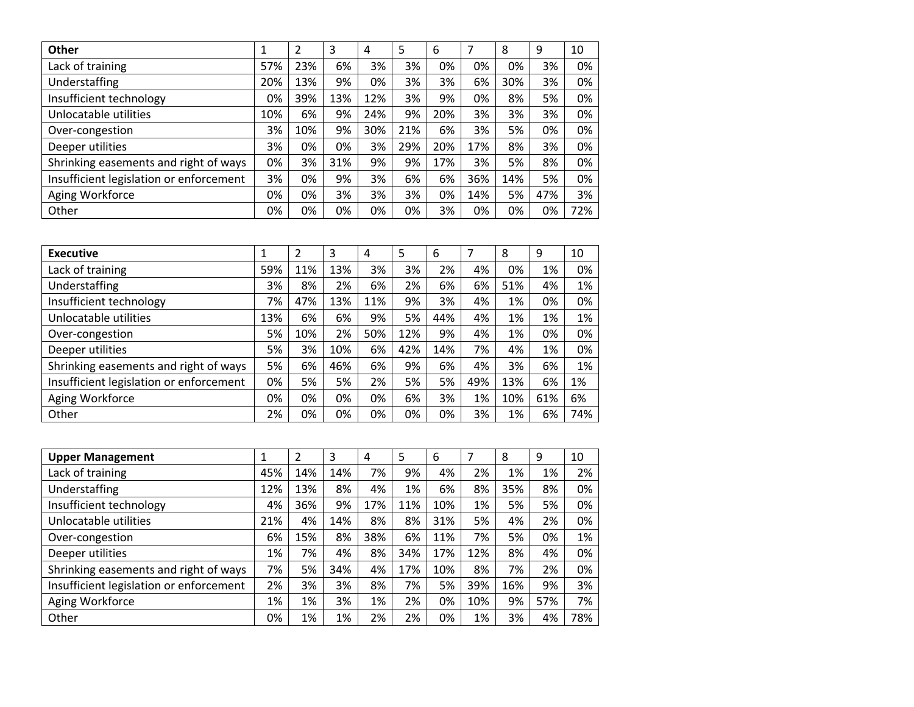| **Other** | 1 | 2 | 3 | 4 | 5 | 6 | 7 | 8 | 9 | 10 |
|---|---|---|---|---|---|---|---|---|---|---|
| Lack of training | 57% | 23% | 6% | 3% | 3% | 0% | 0% | 0% | 3% | 0% |
| Understaffing | 20% | 13% | 9% | 0% | 3% | 3% | 6% | 30% | 3% | 0% |
| Insufficient technology | 0% | 39% | 13% | 12% | 3% | 9% | 0% | 8% | 5% | 0% |
| Unlocatable utilities | 10% | 6% | 9% | 24% | 9% | 20% | 3% | 3% | 3% | 0% |
| Over-congestion | 3% | 10% | 9% | 30% | 21% | 6% | 3% | 5% | 0% | 0% |
| Deeper utilities | 3% | 0% | 0% | 3% | 29% | 20% | 17% | 8% | 3% | 0% |
| Shrinking easements and right of ways | 0% | 3% | 31% | 9% | 9% | 17% | 3% | 5% | 8% | 0% |
| Insufficient legislation or enforcement | 3% | 0% | 9% | 3% | 6% | 6% | 36% | 14% | 5% | 0% |
| Aging Workforce | 0% | 0% | 3% | 3% | 3% | 0% | 14% | 5% | 47% | 3% |
| Other | 0% | 0% | 0% | 0% | 0% | 3% | 0% | 0% | 0% | 72% |

| **Executive** | 1 | 2 | 3 | 4 | 5 | 6 | 7 | 8 | 9 | 10 |
|---|---|---|---|---|---|---|---|---|---|---|
| Lack of training | 59% | 11% | 13% | 3% | 3% | 2% | 4% | 0% | 1% | 0% |
| Understaffing | 3% | 8% | 2% | 6% | 2% | 6% | 6% | 51% | 4% | 1% |
| Insufficient technology | 7% | 47% | 13% | 11% | 9% | 3% | 4% | 1% | 0% | 0% |
| Unlocatable utilities | 13% | 6% | 6% | 9% | 5% | 44% | 4% | 1% | 1% | 1% |
| Over-congestion | 5% | 10% | 2% | 50% | 12% | 9% | 4% | 1% | 0% | 0% |
| Deeper utilities | 5% | 3% | 10% | 6% | 42% | 14% | 7% | 4% | 1% | 0% |
| Shrinking easements and right of ways | 5% | 6% | 46% | 6% | 9% | 6% | 4% | 3% | 6% | 1% |
| Insufficient legislation or enforcement | 0% | 5% | 5% | 2% | 5% | 5% | 49% | 13% | 6% | 1% |
| Aging Workforce | 0% | 0% | 0% | 0% | 6% | 3% | 1% | 10% | 61% | 6% |
| Other | 2% | 0% | 0% | 0% | 0% | 0% | 3% | 1% | 6% | 74% |

| **Upper Management** | 1 | 2 | 3 | 4 | 5 | 6 | 7 | 8 | 9 | 10 |
|---|---|---|---|---|---|---|---|---|---|---|
| Lack of training | 45% | 14% | 14% | 7% | 9% | 4% | 2% | 1% | 1% | 2% |
| Understaffing | 12% | 13% | 8% | 4% | 1% | 6% | 8% | 35% | 8% | 0% |
| Insufficient technology | 4% | 36% | 9% | 17% | 11% | 10% | 1% | 5% | 5% | 0% |
| Unlocatable utilities | 21% | 4% | 14% | 8% | 8% | 31% | 5% | 4% | 2% | 0% |
| Over-congestion | 6% | 15% | 8% | 38% | 6% | 11% | 7% | 5% | 0% | 1% |
| Deeper utilities | 1% | 7% | 4% | 8% | 34% | 17% | 12% | 8% | 4% | 0% |
| Shrinking easements and right of ways | 7% | 5% | 34% | 4% | 17% | 10% | 8% | 7% | 2% | 0% |
| Insufficient legislation or enforcement | 2% | 3% | 3% | 8% | 7% | 5% | 39% | 16% | 9% | 3% |
| Aging Workforce | 1% | 1% | 3% | 1% | 2% | 0% | 10% | 9% | 57% | 7% |
| Other | 0% | 1% | 1% | 2% | 2% | 0% | 1% | 3% | 4% | 78% |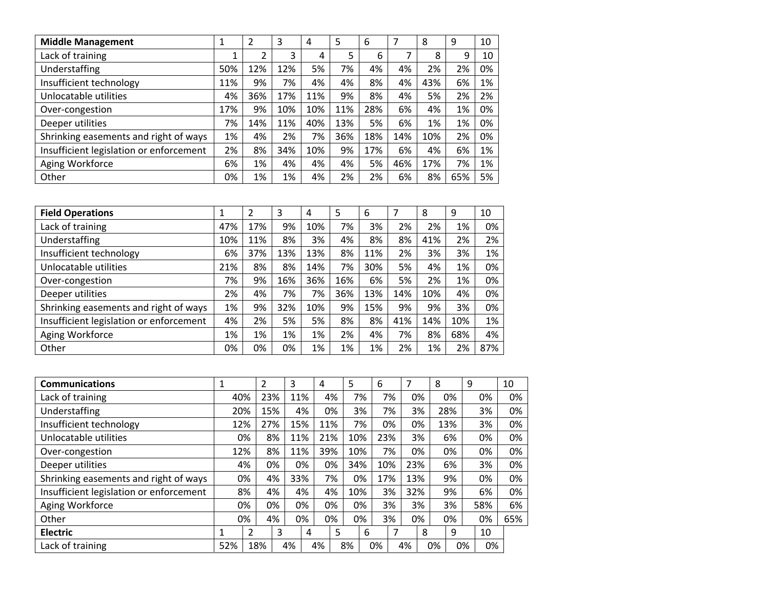| Middle Management | 1 | 2 | 3 | 4 | 5 | 6 | 7 | 8 | 9 | 10 |
|---|---|---|---|---|---|---|---|---|---|---|
| Lack of training | 1 | 2 | 3 | 4 | 5 | 6 | 7 | 8 | 9 | 10 |
| Understaffing | 50% | 12% | 12% | 5% | 7% | 4% | 4% | 2% | 2% | 0% |
| Insufficient technology | 11% | 9% | 7% | 4% | 4% | 8% | 4% | 43% | 6% | 1% |
| Unlocatable utilities | 4% | 36% | 17% | 11% | 9% | 8% | 4% | 5% | 2% | 2% |
| Over-congestion | 17% | 9% | 10% | 10% | 11% | 28% | 6% | 4% | 1% | 0% |
| Deeper utilities | 7% | 14% | 11% | 40% | 13% | 5% | 6% | 1% | 1% | 0% |
| Shrinking easements and right of ways | 1% | 4% | 2% | 7% | 36% | 18% | 14% | 10% | 2% | 0% |
| Insufficient legislation or enforcement | 2% | 8% | 34% | 10% | 9% | 17% | 6% | 4% | 6% | 1% |
| Aging Workforce | 6% | 1% | 4% | 4% | 4% | 5% | 46% | 17% | 7% | 1% |
| Other | 0% | 1% | 1% | 4% | 2% | 2% | 6% | 8% | 65% | 5% |

| Field Operations | 1 | 2 | 3 | 4 | 5 | 6 | 7 | 8 | 9 | 10 |
|---|---|---|---|---|---|---|---|---|---|---|
| Lack of training | 47% | 17% | 9% | 10% | 7% | 3% | 2% | 2% | 1% | 0% |
| Understaffing | 10% | 11% | 8% | 3% | 4% | 8% | 8% | 41% | 2% | 2% |
| Insufficient technology | 6% | 37% | 13% | 13% | 8% | 11% | 2% | 3% | 3% | 1% |
| Unlocatable utilities | 21% | 8% | 8% | 14% | 7% | 30% | 5% | 4% | 1% | 0% |
| Over-congestion | 7% | 9% | 16% | 36% | 16% | 6% | 5% | 2% | 1% | 0% |
| Deeper utilities | 2% | 4% | 7% | 7% | 36% | 13% | 14% | 10% | 4% | 0% |
| Shrinking easements and right of ways | 1% | 9% | 32% | 10% | 9% | 15% | 9% | 9% | 3% | 0% |
| Insufficient legislation or enforcement | 4% | 2% | 5% | 5% | 8% | 8% | 41% | 14% | 10% | 1% |
| Aging Workforce | 1% | 1% | 1% | 1% | 2% | 4% | 7% | 8% | 68% | 4% |
| Other | 0% | 0% | 0% | 1% | 1% | 1% | 2% | 1% | 2% | 87% |

| Communications | 1 | 2 | 3 | 4 | 5 | 6 | 7 | 8 | 9 | 10 |
|---|---|---|---|---|---|---|---|---|---|---|
| Lack of training | 40% | 23% | 11% | 4% | 7% | 7% | 0% | 0% | 0% | 0% |
| Understaffing | 20% | 15% | 4% | 0% | 3% | 7% | 3% | 28% | 3% | 0% |
| Insufficient technology | 12% | 27% | 15% | 11% | 7% | 0% | 0% | 13% | 3% | 0% |
| Unlocatable utilities | 0% | 8% | 11% | 21% | 10% | 23% | 3% | 6% | 0% | 0% |
| Over-congestion | 12% | 8% | 11% | 39% | 10% | 7% | 0% | 0% | 0% | 0% |
| Deeper utilities | 4% | 0% | 0% | 0% | 34% | 10% | 23% | 6% | 3% | 0% |
| Shrinking easements and right of ways | 0% | 4% | 33% | 7% | 0% | 17% | 13% | 9% | 0% | 0% |
| Insufficient legislation or enforcement | 8% | 4% | 4% | 4% | 10% | 3% | 32% | 9% | 6% | 0% |
| Aging Workforce | 0% | 0% | 0% | 0% | 0% | 3% | 3% | 3% | 58% | 6% |
| Other | 0% | 4% | 0% | 0% | 0% | 3% | 0% | 0% | 0% | 65% |

| Electric | 1 | 2 | 3 | 4 | 5 | 6 | 7 | 8 | 9 | 10 |
|---|---|---|---|---|---|---|---|---|---|---|
| Lack of training | 52% | 18% | 4% | 4% | 8% | 0% | 4% | 0% | 0% | 0% |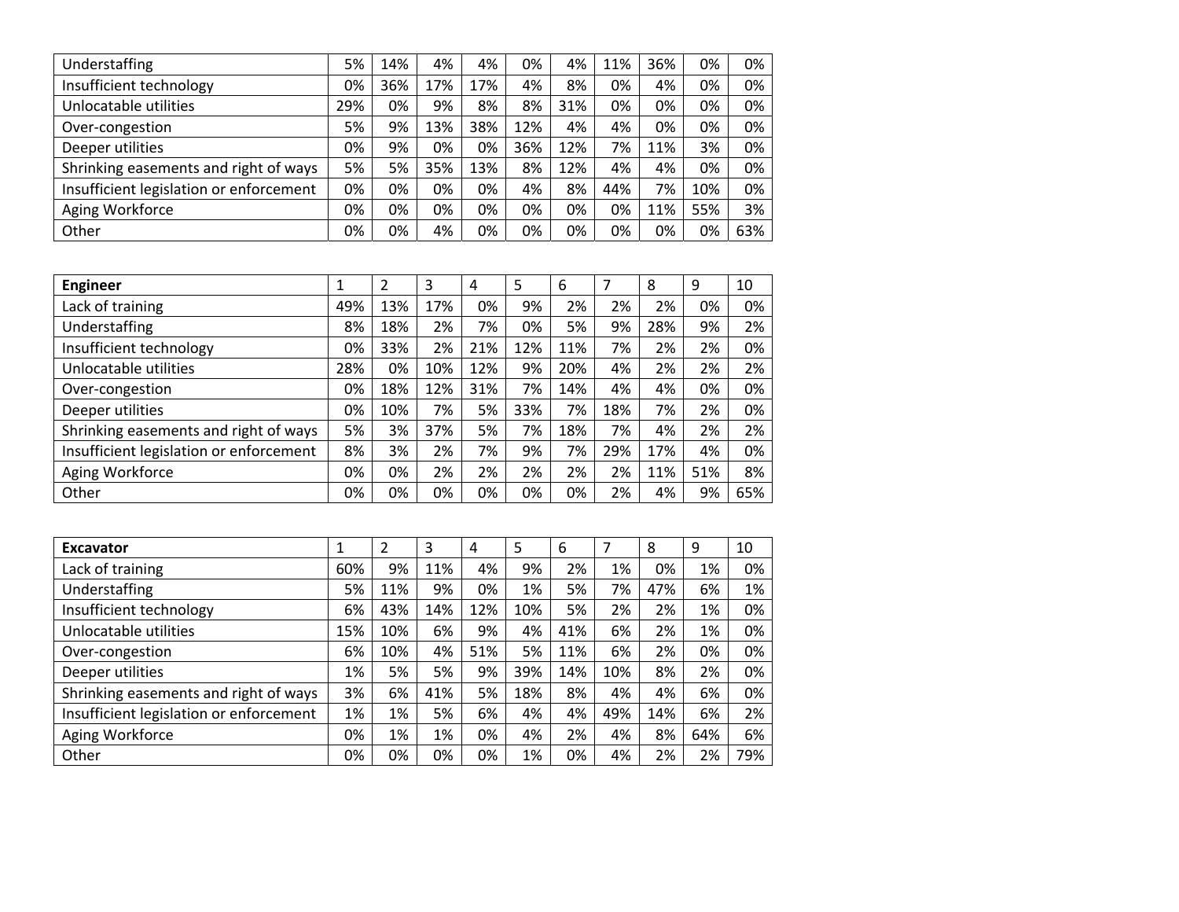| | | | | | | | | | | |
|---|---|---|---|---|---|---|---|---|---|---|
| Understaffing | 5% | 14% | 4% | 4% | 0% | 4% | 11% | 36% | 0% | 0% |
| Insufficient technology | 0% | 36% | 17% | 17% | 4% | 8% | 0% | 4% | 0% | 0% |
| Unlocatable utilities | 29% | 0% | 9% | 8% | 8% | 31% | 0% | 0% | 0% | 0% |
| Over-congestion | 5% | 9% | 13% | 38% | 12% | 4% | 4% | 0% | 0% | 0% |
| Deeper utilities | 0% | 9% | 0% | 0% | 36% | 12% | 7% | 11% | 3% | 0% |
| Shrinking easements and right of ways | 5% | 5% | 35% | 13% | 8% | 12% | 4% | 4% | 0% | 0% |
| Insufficient legislation or enforcement | 0% | 0% | 0% | 0% | 4% | 8% | 44% | 7% | 10% | 0% |
| Aging Workforce | 0% | 0% | 0% | 0% | 0% | 0% | 0% | 11% | 55% | 3% |
| Other | 0% | 0% | 4% | 0% | 0% | 0% | 0% | 0% | 0% | 63% |

| **Engineer** | 1 | 2 | 3 | 4 | 5 | 6 | 7 | 8 | 9 | 10 |
|---|---|---|---|---|---|---|---|---|---|---|
| Lack of training | 49% | 13% | 17% | 0% | 9% | 2% | 2% | 2% | 0% | 0% |
| Understaffing | 8% | 18% | 2% | 7% | 0% | 5% | 9% | 28% | 9% | 2% |
| Insufficient technology | 0% | 33% | 2% | 21% | 12% | 11% | 7% | 2% | 2% | 0% |
| Unlocatable utilities | 28% | 0% | 10% | 12% | 9% | 20% | 4% | 2% | 2% | 2% |
| Over-congestion | 0% | 18% | 12% | 31% | 7% | 14% | 4% | 4% | 0% | 0% |
| Deeper utilities | 0% | 10% | 7% | 5% | 33% | 7% | 18% | 7% | 2% | 0% |
| Shrinking easements and right of ways | 5% | 3% | 37% | 5% | 7% | 18% | 7% | 4% | 2% | 2% |
| Insufficient legislation or enforcement | 8% | 3% | 2% | 7% | 9% | 7% | 29% | 17% | 4% | 0% |
| Aging Workforce | 0% | 0% | 2% | 2% | 2% | 2% | 2% | 11% | 51% | 8% |
| Other | 0% | 0% | 0% | 0% | 0% | 0% | 2% | 4% | 9% | 65% |

| **Excavator** | 1 | 2 | 3 | 4 | 5 | 6 | 7 | 8 | 9 | 10 |
|---|---|---|---|---|---|---|---|---|---|---|
| Lack of training | 60% | 9% | 11% | 4% | 9% | 2% | 1% | 0% | 1% | 0% |
| Understaffing | 5% | 11% | 9% | 0% | 1% | 5% | 7% | 47% | 6% | 1% |
| Insufficient technology | 6% | 43% | 14% | 12% | 10% | 5% | 2% | 2% | 1% | 0% |
| Unlocatable utilities | 15% | 10% | 6% | 9% | 4% | 41% | 6% | 2% | 1% | 0% |
| Over-congestion | 6% | 10% | 4% | 51% | 5% | 11% | 6% | 2% | 0% | 0% |
| Deeper utilities | 1% | 5% | 5% | 9% | 39% | 14% | 10% | 8% | 2% | 0% |
| Shrinking easements and right of ways | 3% | 6% | 41% | 5% | 18% | 8% | 4% | 4% | 6% | 0% |
| Insufficient legislation or enforcement | 1% | 1% | 5% | 6% | 4% | 4% | 49% | 14% | 6% | 2% |
| Aging Workforce | 0% | 1% | 1% | 0% | 4% | 2% | 4% | 8% | 64% | 6% |
| Other | 0% | 0% | 0% | 0% | 1% | 0% | 4% | 2% | 2% | 79% |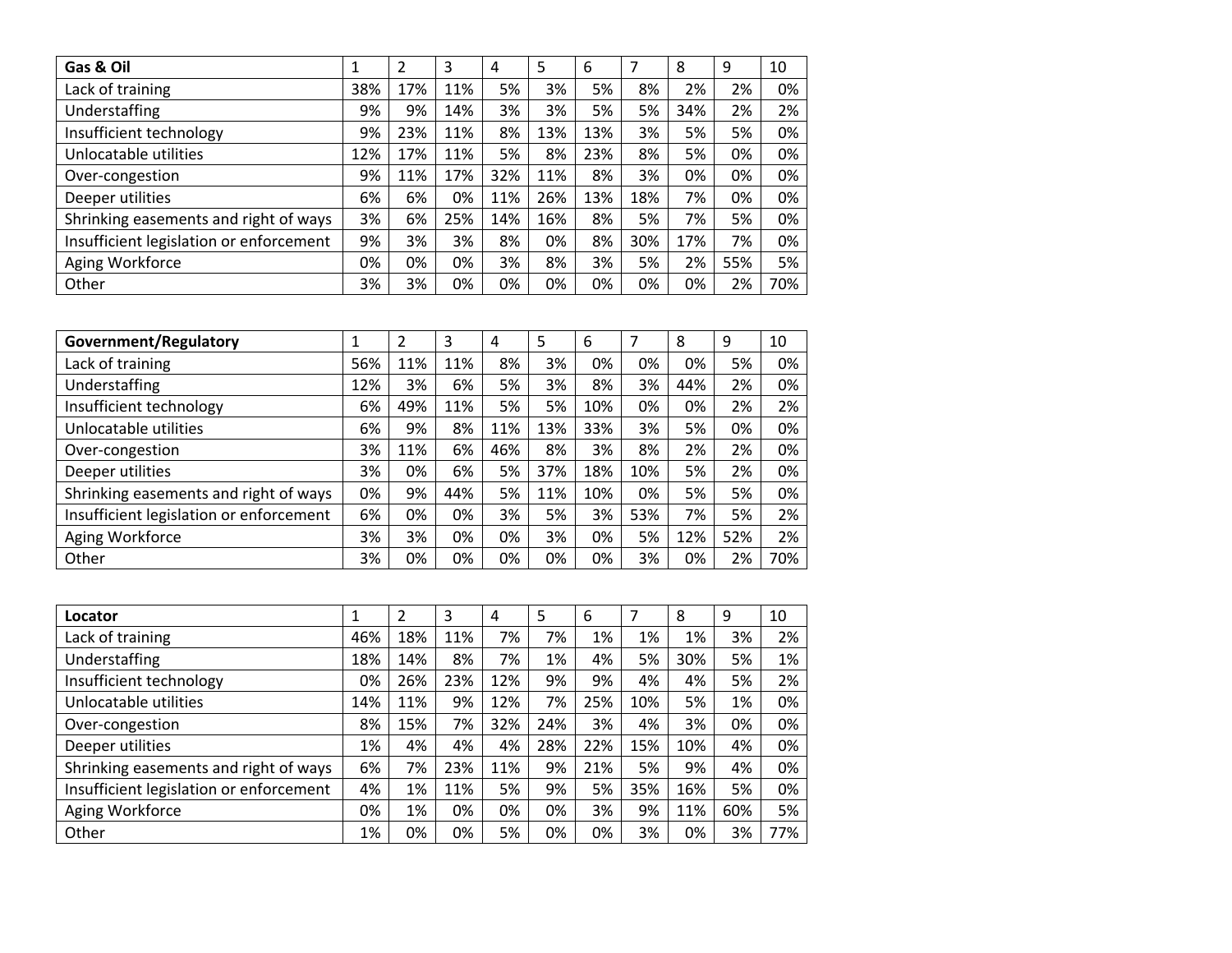| Gas & Oil | 1 | 2 | 3 | 4 | 5 | 6 | 7 | 8 | 9 | 10 |
|---|---|---|---|---|---|---|---|---|---|---|
| Lack of training | 38% | 17% | 11% | 5% | 3% | 5% | 8% | 2% | 2% | 0% |
| Understaffing | 9% | 9% | 14% | 3% | 3% | 5% | 5% | 34% | 2% | 2% |
| Insufficient technology | 9% | 23% | 11% | 8% | 13% | 13% | 3% | 5% | 5% | 0% |
| Unlocatable utilities | 12% | 17% | 11% | 5% | 8% | 23% | 8% | 5% | 0% | 0% |
| Over-congestion | 9% | 11% | 17% | 32% | 11% | 8% | 3% | 0% | 0% | 0% |
| Deeper utilities | 6% | 6% | 0% | 11% | 26% | 13% | 18% | 7% | 0% | 0% |
| Shrinking easements and right of ways | 3% | 6% | 25% | 14% | 16% | 8% | 5% | 7% | 5% | 0% |
| Insufficient legislation or enforcement | 9% | 3% | 3% | 8% | 0% | 8% | 30% | 17% | 7% | 0% |
| Aging Workforce | 0% | 0% | 0% | 3% | 8% | 3% | 5% | 2% | 55% | 5% |
| Other | 3% | 3% | 0% | 0% | 0% | 0% | 0% | 0% | 2% | 70% |

| Government/Regulatory | 1 | 2 | 3 | 4 | 5 | 6 | 7 | 8 | 9 | 10 |
|---|---|---|---|---|---|---|---|---|---|---|
| Lack of training | 56% | 11% | 11% | 8% | 3% | 0% | 0% | 0% | 5% | 0% |
| Understaffing | 12% | 3% | 6% | 5% | 3% | 8% | 3% | 44% | 2% | 0% |
| Insufficient technology | 6% | 49% | 11% | 5% | 5% | 10% | 0% | 0% | 2% | 2% |
| Unlocatable utilities | 6% | 9% | 8% | 11% | 13% | 33% | 3% | 5% | 0% | 0% |
| Over-congestion | 3% | 11% | 6% | 46% | 8% | 3% | 8% | 2% | 2% | 0% |
| Deeper utilities | 3% | 0% | 6% | 5% | 37% | 18% | 10% | 5% | 2% | 0% |
| Shrinking easements and right of ways | 0% | 9% | 44% | 5% | 11% | 10% | 0% | 5% | 5% | 0% |
| Insufficient legislation or enforcement | 6% | 0% | 0% | 3% | 5% | 3% | 53% | 7% | 5% | 2% |
| Aging Workforce | 3% | 3% | 0% | 0% | 3% | 0% | 5% | 12% | 52% | 2% |
| Other | 3% | 0% | 0% | 0% | 0% | 0% | 3% | 0% | 2% | 70% |

| Locator | 1 | 2 | 3 | 4 | 5 | 6 | 7 | 8 | 9 | 10 |
|---|---|---|---|---|---|---|---|---|---|---|
| Lack of training | 46% | 18% | 11% | 7% | 7% | 1% | 1% | 1% | 3% | 2% |
| Understaffing | 18% | 14% | 8% | 7% | 1% | 4% | 5% | 30% | 5% | 1% |
| Insufficient technology | 0% | 26% | 23% | 12% | 9% | 9% | 4% | 4% | 5% | 2% |
| Unlocatable utilities | 14% | 11% | 9% | 12% | 7% | 25% | 10% | 5% | 1% | 0% |
| Over-congestion | 8% | 15% | 7% | 32% | 24% | 3% | 4% | 3% | 0% | 0% |
| Deeper utilities | 1% | 4% | 4% | 4% | 28% | 22% | 15% | 10% | 4% | 0% |
| Shrinking easements and right of ways | 6% | 7% | 23% | 11% | 9% | 21% | 5% | 9% | 4% | 0% |
| Insufficient legislation or enforcement | 4% | 1% | 11% | 5% | 9% | 5% | 35% | 16% | 5% | 0% |
| Aging Workforce | 0% | 1% | 0% | 0% | 0% | 3% | 9% | 11% | 60% | 5% |
| Other | 1% | 0% | 0% | 5% | 0% | 0% | 3% | 0% | 3% | 77% |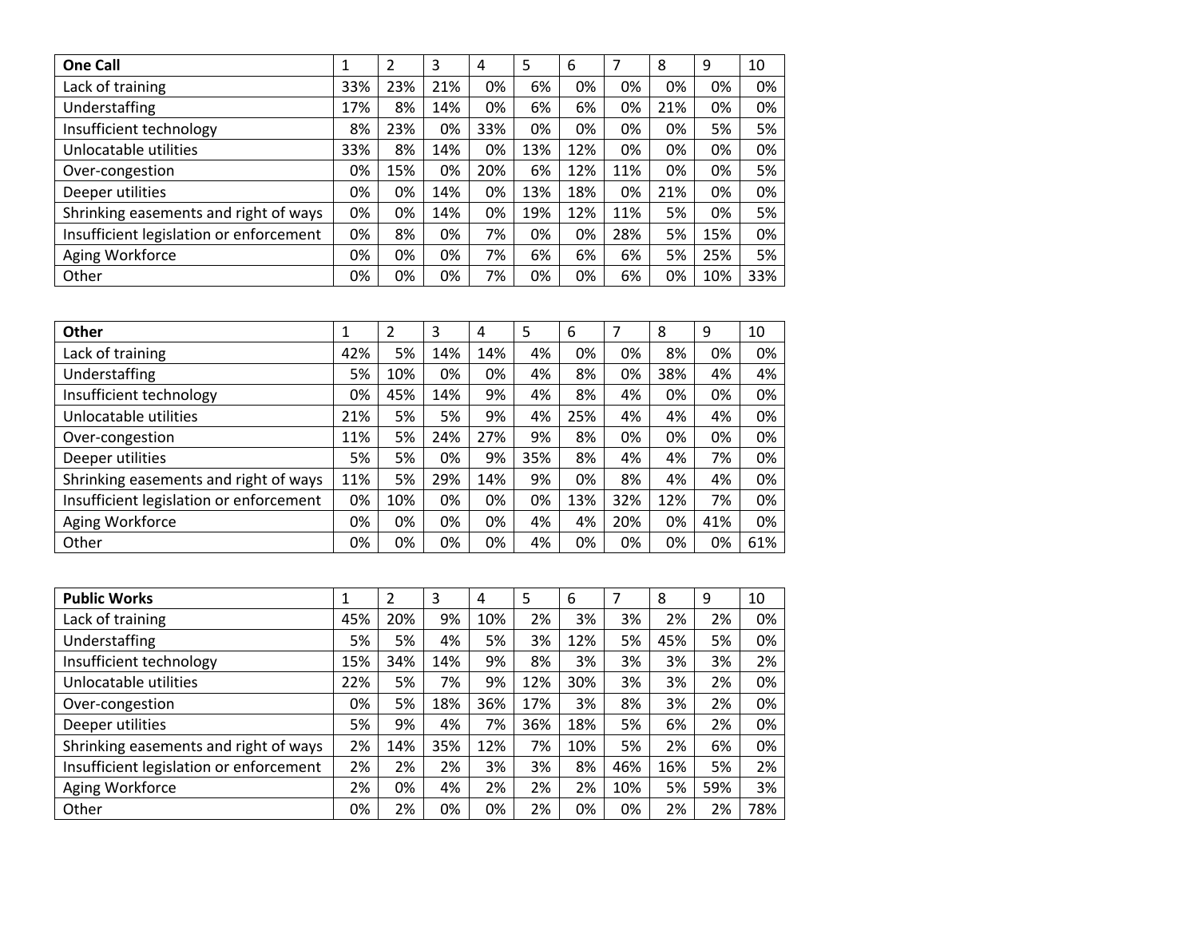| **One Call** | 1 | 2 | 3 | 4 | 5 | 6 | 7 | 8 | 9 | 10 |
|---|---|---|---|---|---|---|---|---|---|---|
| Lack of training | 33% | 23% | 21% | 0% | 6% | 0% | 0% | 0% | 0% | 0% |
| Understaffing | 17% | 8% | 14% | 0% | 6% | 6% | 0% | 21% | 0% | 0% |
| Insufficient technology | 8% | 23% | 0% | 33% | 0% | 0% | 0% | 0% | 5% | 5% |
| Unlocatable utilities | 33% | 8% | 14% | 0% | 13% | 12% | 0% | 0% | 0% | 0% |
| Over-congestion | 0% | 15% | 0% | 20% | 6% | 12% | 11% | 0% | 0% | 5% |
| Deeper utilities | 0% | 0% | 14% | 0% | 13% | 18% | 0% | 21% | 0% | 0% |
| Shrinking easements and right of ways | 0% | 0% | 14% | 0% | 19% | 12% | 11% | 5% | 0% | 5% |
| Insufficient legislation or enforcement | 0% | 8% | 0% | 7% | 0% | 0% | 28% | 5% | 15% | 0% |
| Aging Workforce | 0% | 0% | 0% | 7% | 6% | 6% | 6% | 5% | 25% | 5% |
| Other | 0% | 0% | 0% | 7% | 0% | 0% | 6% | 0% | 10% | 33% |

| **Other** | 1 | 2 | 3 | 4 | 5 | 6 | 7 | 8 | 9 | 10 |
|---|---|---|---|---|---|---|---|---|---|---|
| Lack of training | 42% | 5% | 14% | 14% | 4% | 0% | 0% | 8% | 0% | 0% |
| Understaffing | 5% | 10% | 0% | 0% | 4% | 8% | 0% | 38% | 4% | 4% |
| Insufficient technology | 0% | 45% | 14% | 9% | 4% | 8% | 4% | 0% | 0% | 0% |
| Unlocatable utilities | 21% | 5% | 5% | 9% | 4% | 25% | 4% | 4% | 4% | 0% |
| Over-congestion | 11% | 5% | 24% | 27% | 9% | 8% | 0% | 0% | 0% | 0% |
| Deeper utilities | 5% | 5% | 0% | 9% | 35% | 8% | 4% | 4% | 7% | 0% |
| Shrinking easements and right of ways | 11% | 5% | 29% | 14% | 9% | 0% | 8% | 4% | 4% | 0% |
| Insufficient legislation or enforcement | 0% | 10% | 0% | 0% | 0% | 13% | 32% | 12% | 7% | 0% |
| Aging Workforce | 0% | 0% | 0% | 0% | 4% | 4% | 20% | 0% | 41% | 0% |
| Other | 0% | 0% | 0% | 0% | 4% | 0% | 0% | 0% | 0% | 61% |

| **Public Works** | 1 | 2 | 3 | 4 | 5 | 6 | 7 | 8 | 9 | 10 |
|---|---|---|---|---|---|---|---|---|---|---|
| Lack of training | 45% | 20% | 9% | 10% | 2% | 3% | 3% | 2% | 2% | 0% |
| Understaffing | 5% | 5% | 4% | 5% | 3% | 12% | 5% | 45% | 5% | 0% |
| Insufficient technology | 15% | 34% | 14% | 9% | 8% | 3% | 3% | 3% | 3% | 2% |
| Unlocatable utilities | 22% | 5% | 7% | 9% | 12% | 30% | 3% | 3% | 2% | 0% |
| Over-congestion | 0% | 5% | 18% | 36% | 17% | 3% | 8% | 3% | 2% | 0% |
| Deeper utilities | 5% | 9% | 4% | 7% | 36% | 18% | 5% | 6% | 2% | 0% |
| Shrinking easements and right of ways | 2% | 14% | 35% | 12% | 7% | 10% | 5% | 2% | 6% | 0% |
| Insufficient legislation or enforcement | 2% | 2% | 2% | 3% | 3% | 8% | 46% | 16% | 5% | 2% |
| Aging Workforce | 2% | 0% | 4% | 2% | 2% | 2% | 10% | 5% | 59% | 3% |
| Other | 0% | 2% | 0% | 0% | 2% | 0% | 0% | 2% | 2% | 78% |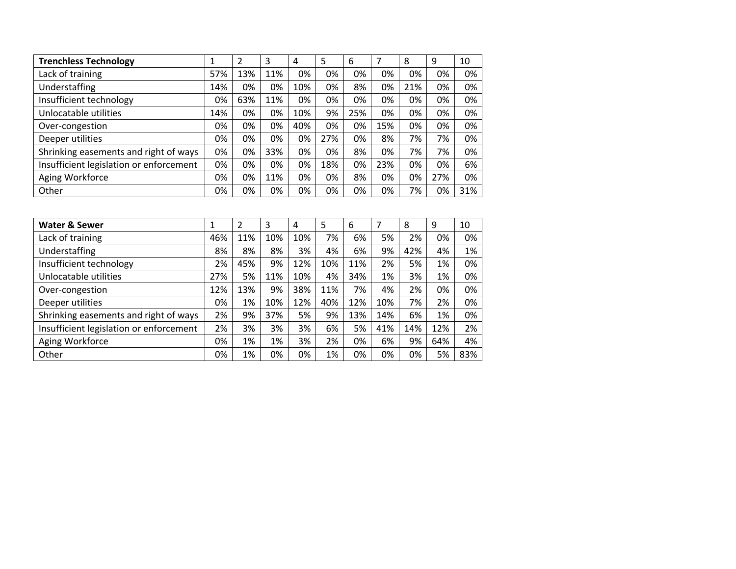| Trenchless Technology | 1 | 2 | 3 | 4 | 5 | 6 | 7 | 8 | 9 | 10 |
|---|---|---|---|---|---|---|---|---|---|---|
| Lack of training | 57% | 13% | 11% | 0% | 0% | 0% | 0% | 0% | 0% | 0% |
| Understaffing | 14% | 0% | 0% | 10% | 0% | 8% | 0% | 21% | 0% | 0% |
| Insufficient technology | 0% | 63% | 11% | 0% | 0% | 0% | 0% | 0% | 0% | 0% |
| Unlocatable utilities | 14% | 0% | 0% | 10% | 9% | 25% | 0% | 0% | 0% | 0% |
| Over-congestion | 0% | 0% | 0% | 40% | 0% | 0% | 15% | 0% | 0% | 0% |
| Deeper utilities | 0% | 0% | 0% | 0% | 27% | 0% | 8% | 7% | 7% | 0% |
| Shrinking easements and right of ways | 0% | 0% | 33% | 0% | 0% | 8% | 0% | 7% | 7% | 0% |
| Insufficient legislation or enforcement | 0% | 0% | 0% | 0% | 18% | 0% | 23% | 0% | 0% | 6% |
| Aging Workforce | 0% | 0% | 11% | 0% | 0% | 8% | 0% | 0% | 27% | 0% |
| Other | 0% | 0% | 0% | 0% | 0% | 0% | 0% | 7% | 0% | 31% |

| Water & Sewer | 1 | 2 | 3 | 4 | 5 | 6 | 7 | 8 | 9 | 10 |
|---|---|---|---|---|---|---|---|---|---|---|
| Lack of training | 46% | 11% | 10% | 10% | 7% | 6% | 5% | 2% | 0% | 0% |
| Understaffing | 8% | 8% | 8% | 3% | 4% | 6% | 9% | 42% | 4% | 1% |
| Insufficient technology | 2% | 45% | 9% | 12% | 10% | 11% | 2% | 5% | 1% | 0% |
| Unlocatable utilities | 27% | 5% | 11% | 10% | 4% | 34% | 1% | 3% | 1% | 0% |
| Over-congestion | 12% | 13% | 9% | 38% | 11% | 7% | 4% | 2% | 0% | 0% |
| Deeper utilities | 0% | 1% | 10% | 12% | 40% | 12% | 10% | 7% | 2% | 0% |
| Shrinking easements and right of ways | 2% | 9% | 37% | 5% | 9% | 13% | 14% | 6% | 1% | 0% |
| Insufficient legislation or enforcement | 2% | 3% | 3% | 3% | 6% | 5% | 41% | 14% | 12% | 2% |
| Aging Workforce | 0% | 1% | 1% | 3% | 2% | 0% | 6% | 9% | 64% | 4% |
| Other | 0% | 1% | 0% | 0% | 1% | 0% | 0% | 0% | 5% | 83% |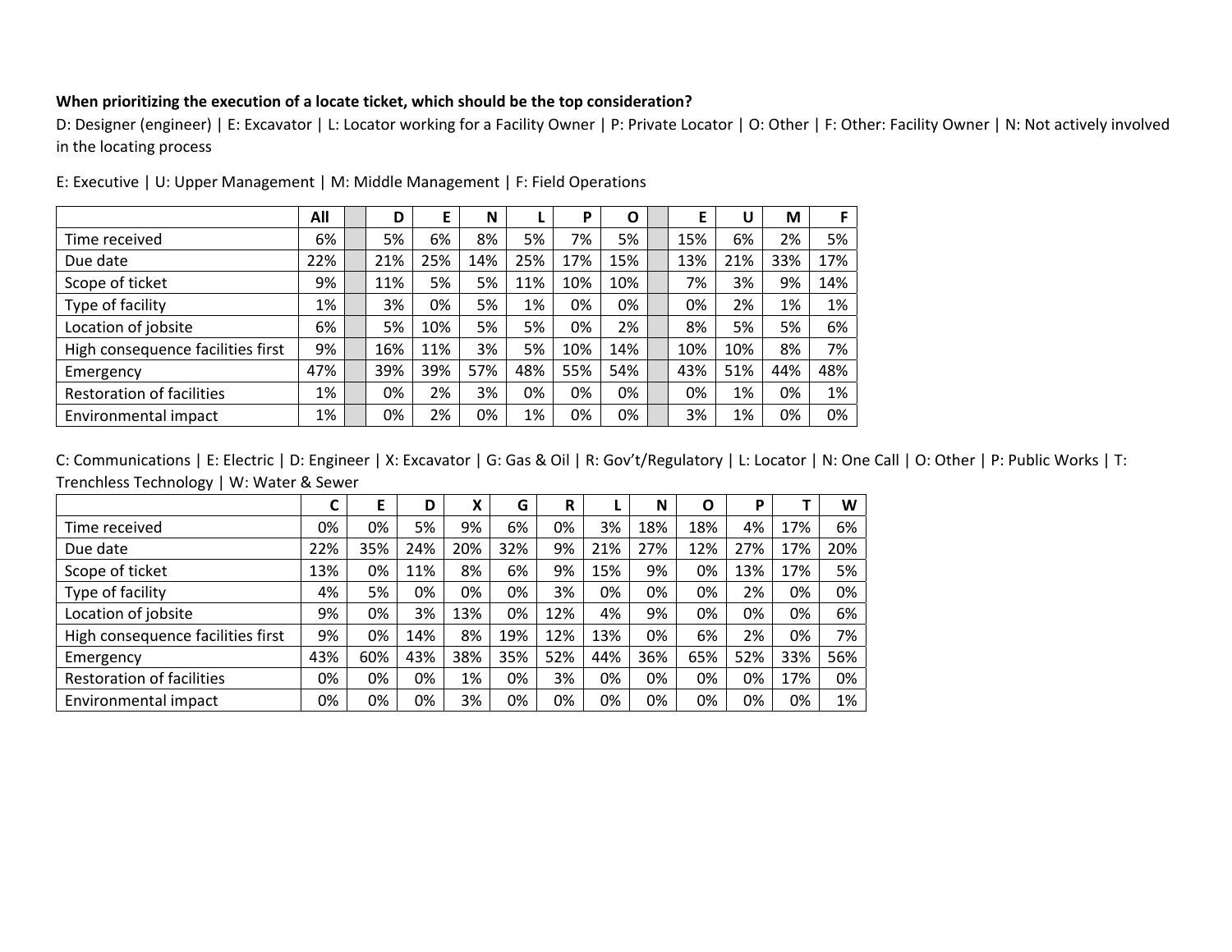**When prioritizing the execution of a locate ticket, which should be the top consideration?**

D: Designer (engineer) | E: Excavator | L: Locator working for a Facility Owner | P: Private Locator | O: Other | F: Other: Facility Owner | N: Not actively involved in the locating process

E: Executive | U: Upper Management | M: Middle Management | F: Field Operations

| | All | | D | E | N | L | P | O | | E | U | M | F |
|---|---|---|---|---|---|---|---|---|---|---|---|---|---|
| Time received | 6% | | 5% | 6% | 8% | 5% | 7% | 5% | | 15% | 6% | 2% | 5% |
| Due date | 22% | | 21% | 25% | 14% | 25% | 17% | 15% | | 13% | 21% | 33% | 17% |
| Scope of ticket | 9% | | 11% | 5% | 5% | 11% | 10% | 10% | | 7% | 3% | 9% | 14% |
| Type of facility | 1% | | 3% | 0% | 5% | 1% | 0% | 0% | | 0% | 2% | 1% | 1% |
| Location of jobsite | 6% | | 5% | 10% | 5% | 5% | 0% | 2% | | 8% | 5% | 5% | 6% |
| High consequence facilities first | 9% | | 16% | 11% | 3% | 5% | 10% | 14% | | 10% | 10% | 8% | 7% |
| Emergency | 47% | | 39% | 39% | 57% | 48% | 55% | 54% | | 43% | 51% | 44% | 48% |
| Restoration of facilities | 1% | | 0% | 2% | 3% | 0% | 0% | 0% | | 0% | 1% | 0% | 1% |
| Environmental impact | 1% | | 0% | 2% | 0% | 1% | 0% | 0% | | 3% | 1% | 0% | 0% |

C: Communications | E: Electric | D: Engineer | X: Excavator | G: Gas & Oil | R: Gov't/Regulatory | L: Locator | N: One Call | O: Other | P: Public Works | T: Trenchless Technology | W: Water & Sewer

| | C | E | D | X | G | R | L | N | O | P | T | W |
|---|---|---|---|---|---|---|---|---|---|---|---|---|
| Time received | 0% | 0% | 5% | 9% | 6% | 0% | 3% | 18% | 18% | 4% | 17% | 6% |
| Due date | 22% | 35% | 24% | 20% | 32% | 9% | 21% | 27% | 12% | 27% | 17% | 20% |
| Scope of ticket | 13% | 0% | 11% | 8% | 6% | 9% | 15% | 9% | 0% | 13% | 17% | 5% |
| Type of facility | 4% | 5% | 0% | 0% | 0% | 3% | 0% | 0% | 0% | 2% | 0% | 0% |
| Location of jobsite | 9% | 0% | 3% | 13% | 0% | 12% | 4% | 9% | 0% | 0% | 0% | 6% |
| High consequence facilities first | 9% | 0% | 14% | 8% | 19% | 12% | 13% | 0% | 6% | 2% | 0% | 7% |
| Emergency | 43% | 60% | 43% | 38% | 35% | 52% | 44% | 36% | 65% | 52% | 33% | 56% |
| Restoration of facilities | 0% | 0% | 0% | 1% | 0% | 3% | 0% | 0% | 0% | 0% | 17% | 0% |
| Environmental impact | 0% | 0% | 0% | 3% | 0% | 0% | 0% | 0% | 0% | 0% | 0% | 1% |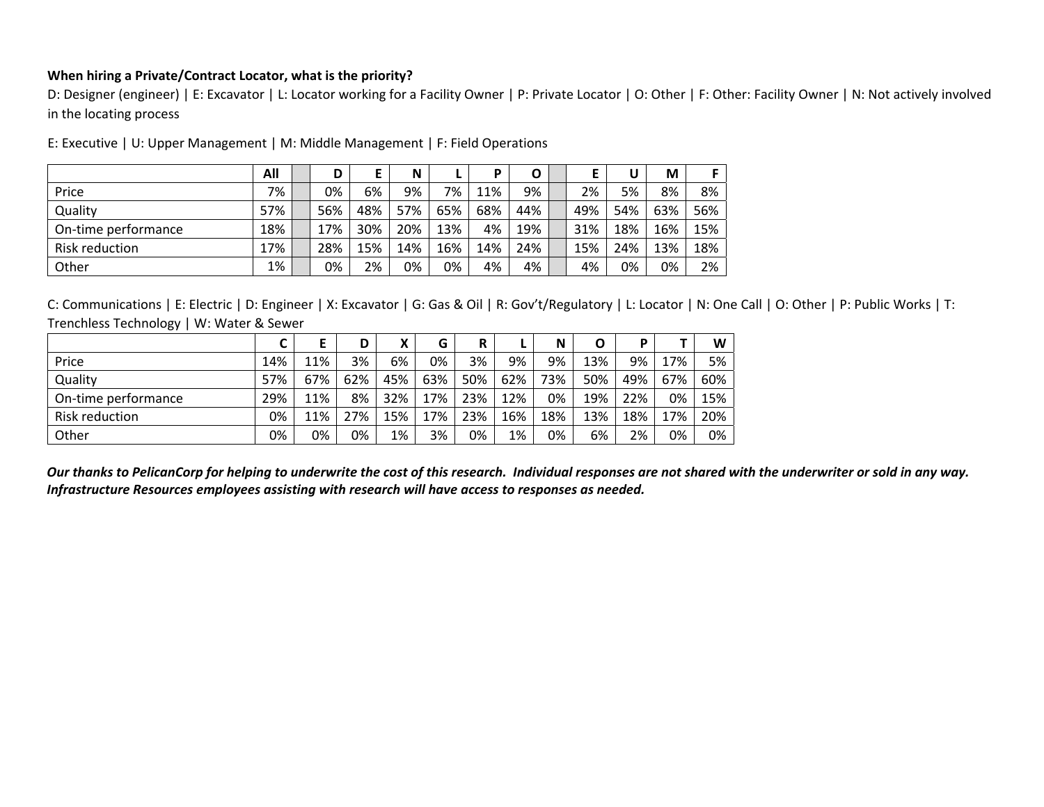**When hiring a Private/Contract Locator, what is the priority?**

D: Designer (engineer) | E: Excavator | L: Locator working for a Facility Owner | P: Private Locator | O: Other | F: Other: Facility Owner | N: Not actively involved in the locating process

E: Executive | U: Upper Management | M: Middle Management | F: Field Operations

| | All | | D | E | N | L | P | O | | E | U | M | F |
|---|---|---|---|---|---|---|---|---|---|---|---|---|---|
| Price | 7% | | 0% | 6% | 9% | 7% | 11% | 9% | | 2% | 5% | 8% | 8% |
| Quality | 57% | | 56% | 48% | 57% | 65% | 68% | 44% | | 49% | 54% | 63% | 56% |
| On-time performance | 18% | | 17% | 30% | 20% | 13% | 4% | 19% | | 31% | 18% | 16% | 15% |
| Risk reduction | 17% | | 28% | 15% | 14% | 16% | 14% | 24% | | 15% | 24% | 13% | 18% |
| Other | 1% | | 0% | 2% | 0% | 0% | 4% | 4% | | 4% | 0% | 0% | 2% |

C: Communications | E: Electric | D: Engineer | X: Excavator | G: Gas & Oil | R: Gov't/Regulatory | L: Locator | N: One Call | O: Other | P: Public Works | T: Trenchless Technology | W: Water & Sewer

| | C | E | D | X | G | R | L | N | O | P | T | W |
|---|---|---|---|---|---|---|---|---|---|---|---|---|
| Price | 14% | 11% | 3% | 6% | 0% | 3% | 9% | 9% | 13% | 9% | 17% | 5% |
| Quality | 57% | 67% | 62% | 45% | 63% | 50% | 62% | 73% | 50% | 49% | 67% | 60% |
| On-time performance | 29% | 11% | 8% | 32% | 17% | 23% | 12% | 0% | 19% | 22% | 0% | 15% |
| Risk reduction | 0% | 11% | 27% | 15% | 17% | 23% | 16% | 18% | 13% | 18% | 17% | 20% |
| Other | 0% | 0% | 0% | 1% | 3% | 0% | 1% | 0% | 6% | 2% | 0% | 0% |

***Our thanks to PelicanCorp for helping to underwrite the cost of this research. Individual responses are not shared with the underwriter or sold in any way. Infrastructure Resources employees assisting with research will have access to responses as needed.***